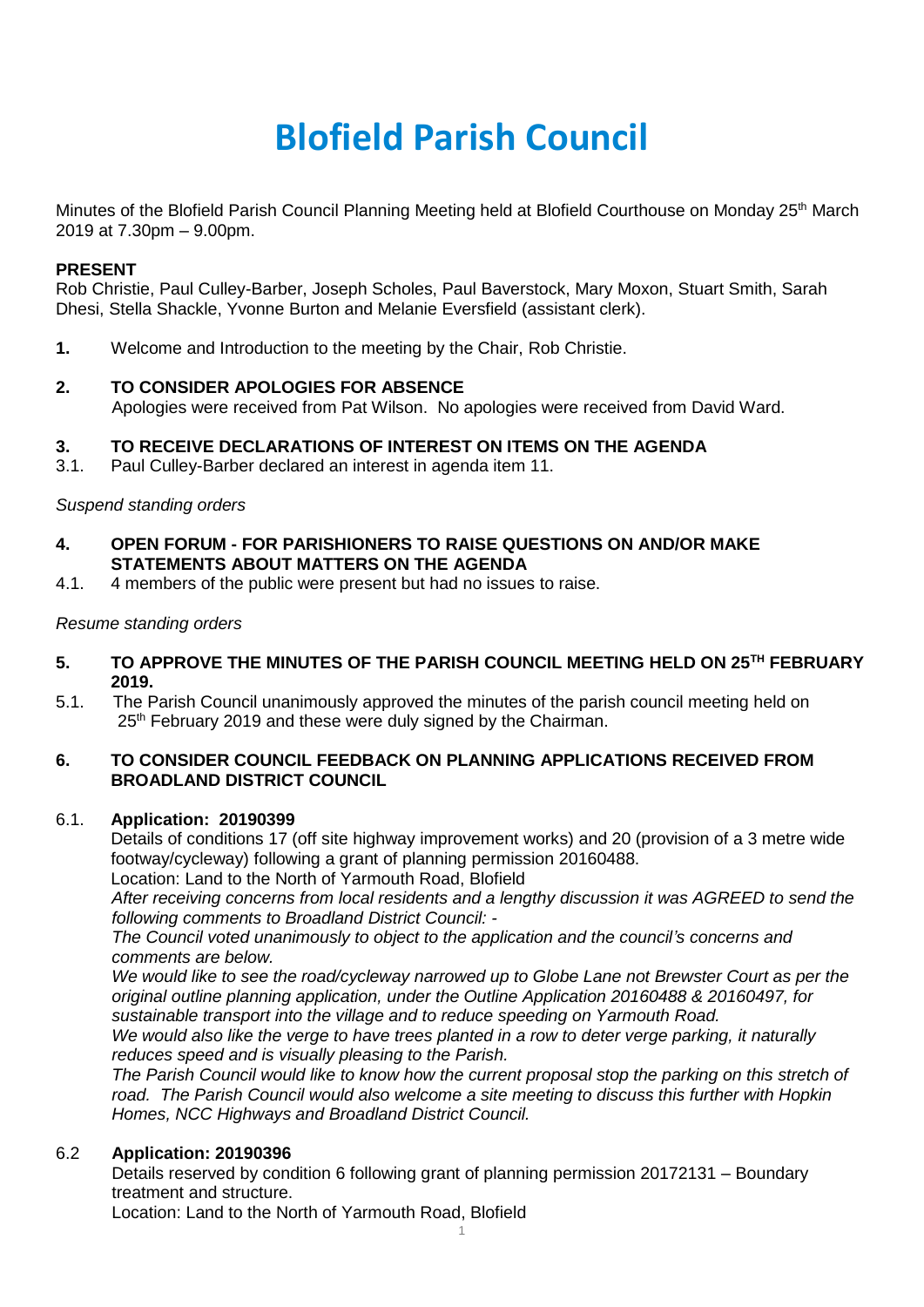# Blofield Parish Council

Minutes of the Blofield Parish Council Planning Meeting held at Blofield Courthouse on Monday 25th March 2019 at 7.30pm – 9.00pm.

**PRESENT**

Rob Christie, Paul Culley-Barber, Joseph Scholes, Paul Baverstock, Mary Moxon, Stuart Smith, Sarah Dhesi, Stella Shackle, Yvonne Burton and Melanie Eversfield (assistant clerk).

**1.** Welcome and Introduction to the meeting by the Chair, Rob Christie.

**2. TO CONSIDER APOLOGIES FOR ABSENCE**

Apologies were received from Pat Wilson. No apologies were received from David Ward.

**3. TO RECEIVE DECLARATIONS OF INTEREST ON ITEMS ON THE AGENDA**

3.1. Paul Culley-Barber declared an interest in agenda item 11.

*Suspend standing orders*

**4. OPEN FORUM - FOR PARISHIONERS TO RAISE QUESTIONS ON AND/OR MAKE STATEMENTS ABOUT MATTERS ON THE AGENDA**

4.1. 4 members of the public were present but had no issues to raise.

*Resume standing orders*

**5. TO APPROVE THE MINUTES OF THE PARISH COUNCIL MEETING HELD ON 25TH FEBRUARY 2019.**

5.1. The Parish Council unanimously approved the minutes of the parish council meeting held on 25th February 2019 and these were duly signed by the Chairman.

**6. TO CONSIDER COUNCIL FEEDBACK ON PLANNING APPLICATIONS RECEIVED FROM BROADLAND DISTRICT COUNCIL**

6.1. **Application: 20190399**

Details of conditions 17 (off site highway improvement works) and 20 (provision of a 3 metre wide footway/cycleway) following a grant of planning permission 20160488.

Location: Land to the North of Yarmouth Road, Blofield

*After receiving concerns from local residents and a lengthy discussion it was AGREED to send the following comments to Broadland District Council: -*

*The Council voted unanimously to object to the application and the council's concerns and comments are below.*

*We would like to see the road/cycleway narrowed up to Globe Lane not Brewster Court as per the original outline planning application, under the Outline Application 20160488 & 20160497, for sustainable transport into the village and to reduce speeding on Yarmouth Road.*

*We would also like the verge to have trees planted in a row to deter verge parking, it naturally reduces speed and is visually pleasing to the Parish.*

*The Parish Council would like to know how the current proposal stop the parking on this stretch of road. The Parish Council would also welcome a site meeting to discuss this further with Hopkin Homes, NCC Highways and Broadland District Council.*

6.2 **Application: 20190396**

Details reserved by condition 6 following grant of planning permission 20172131 – Boundary treatment and structure.

Location: Land to the North of Yarmouth Road, Blofield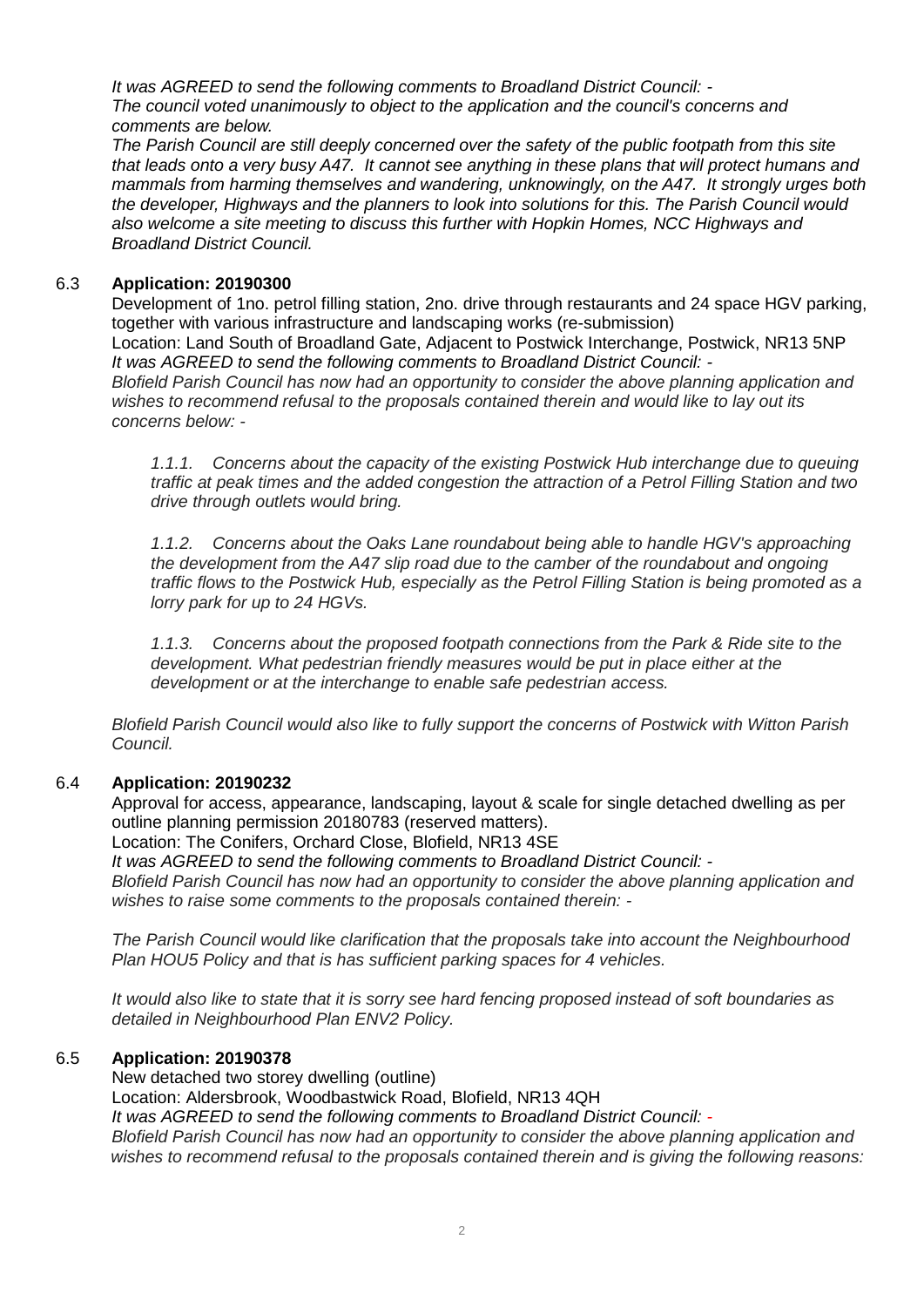*It was AGREED to send the following comments to Broadland District Council: -*
*The council voted unanimously to object to the application and the council's concerns and comments are below.*
*The Parish Council are still deeply concerned over the safety of the public footpath from this site that leads onto a very busy A47. It cannot see anything in these plans that will protect humans and mammals from harming themselves and wandering, unknowingly, on the A47. It strongly urges both the developer, Highways and the planners to look into solutions for this. The Parish Council would also welcome a site meeting to discuss this further with Hopkin Homes, NCC Highways and Broadland District Council.*

6.3 **Application: 20190300**

Development of 1no. petrol filling station, 2no. drive through restaurants and 24 space HGV parking, together with various infrastructure and landscaping works (re-submission)
Location: Land South of Broadland Gate, Adjacent to Postwick Interchange, Postwick, NR13 5NP
*It was AGREED to send the following comments to Broadland District Council: -*
*Blofield Parish Council has now had an opportunity to consider the above planning application and wishes to recommend refusal to the proposals contained therein and would like to lay out its concerns below: -*

*1.1.1. Concerns about the capacity of the existing Postwick Hub interchange due to queuing traffic at peak times and the added congestion the attraction of a Petrol Filling Station and two drive through outlets would bring.*

*1.1.2. Concerns about the Oaks Lane roundabout being able to handle HGV's approaching the development from the A47 slip road due to the camber of the roundabout and ongoing traffic flows to the Postwick Hub, especially as the Petrol Filling Station is being promoted as a lorry park for up to 24 HGVs.*

*1.1.3. Concerns about the proposed footpath connections from the Park & Ride site to the development. What pedestrian friendly measures would be put in place either at the development or at the interchange to enable safe pedestrian access.*

*Blofield Parish Council would also like to fully support the concerns of Postwick with Witton Parish Council.*

6.4 **Application: 20190232**

Approval for access, appearance, landscaping, layout & scale for single detached dwelling as per outline planning permission 20180783 (reserved matters).
Location: The Conifers, Orchard Close, Blofield, NR13 4SE
*It was AGREED to send the following comments to Broadland District Council: -*
*Blofield Parish Council has now had an opportunity to consider the above planning application and wishes to raise some comments to the proposals contained therein: -*

*The Parish Council would like clarification that the proposals take into account the Neighbourhood Plan HOU5 Policy and that is has sufficient parking spaces for 4 vehicles.*

*It would also like to state that it is sorry see hard fencing proposed instead of soft boundaries as detailed in Neighbourhood Plan ENV2 Policy.*

6.5 **Application: 20190378**

New detached two storey dwelling (outline)
Location: Aldersbrook, Woodbastwick Road, Blofield, NR13 4QH
*It was AGREED to send the following comments to Broadland District Council: -*
*Blofield Parish Council has now had an opportunity to consider the above planning application and wishes to recommend refusal to the proposals contained therein and is giving the following reasons:*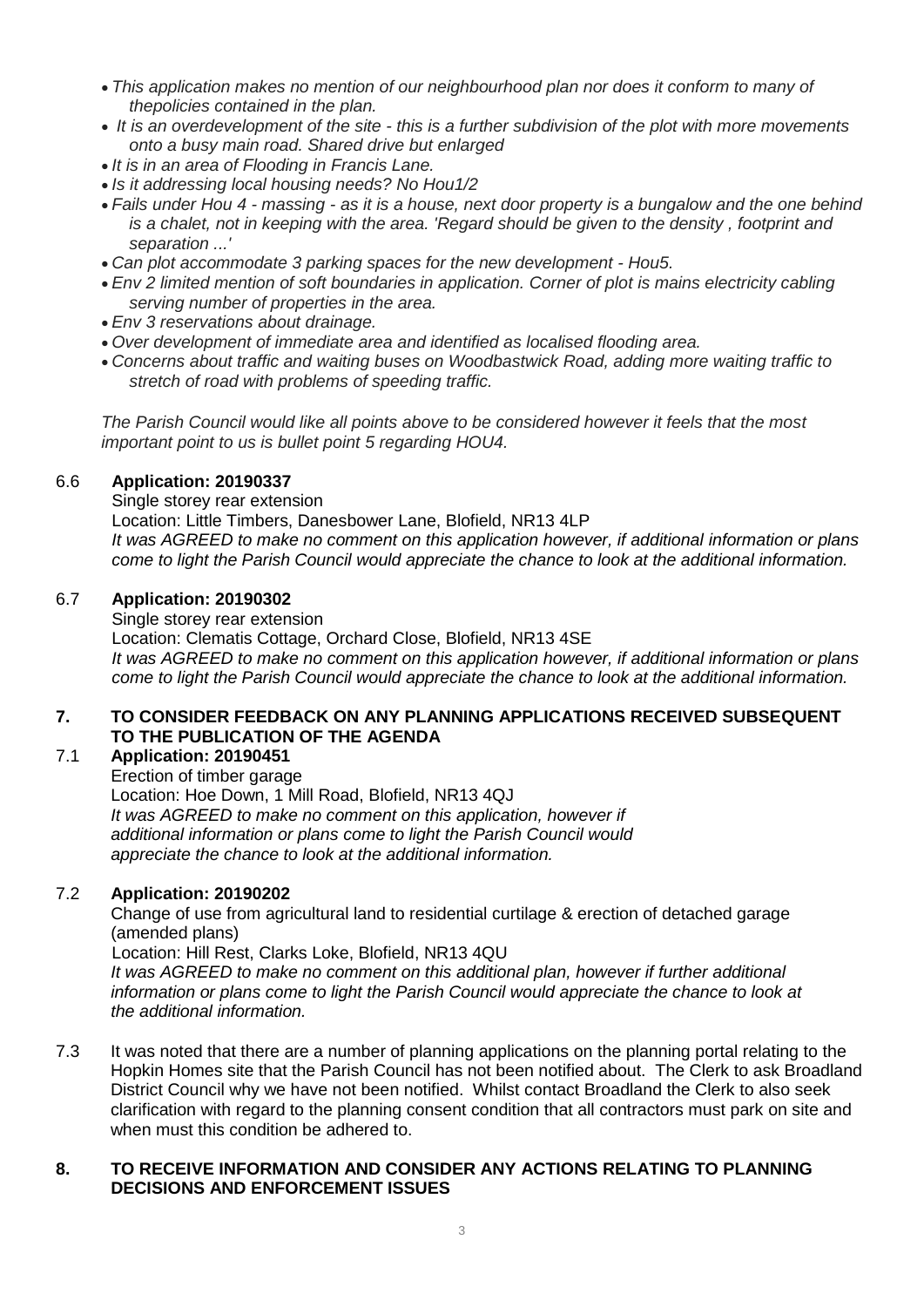- *This application makes no mention of our neighbourhood plan nor does it conform to many of thepolicies contained in the plan.*
- *It is an overdevelopment of the site - this is a further subdivision of the plot with more movements onto a busy main road. Shared drive but enlarged*
- *It is in an area of Flooding in Francis Lane.*
- *Is it addressing local housing needs? No Hou1/2*
- *Fails under Hou 4 - massing - as it is a house, next door property is a bungalow and the one behind is a chalet, not in keeping with the area. 'Regard should be given to the density , footprint and separation ...'*
- *Can plot accommodate 3 parking spaces for the new development - Hou5.*
- *Env 2 limited mention of soft boundaries in application. Corner of plot is mains electricity cabling serving number of properties in the area.*
- *Env 3 reservations about drainage.*
- *Over development of immediate area and identified as localised flooding area.*
- *Concerns about traffic and waiting buses on Woodbastwick Road, adding more waiting traffic to stretch of road with problems of speeding traffic.*

*The Parish Council would like all points above to be considered however it feels that the most important point to us is bullet point 5 regarding HOU4.*

6.6 **Application: 20190337**

Single storey rear extension

Location: Little Timbers, Danesbower Lane, Blofield, NR13 4LP

*It was AGREED to make no comment on this application however, if additional information or plans come to light the Parish Council would appreciate the chance to look at the additional information.*

6.7 **Application: 20190302**

Single storey rear extension

Location: Clematis Cottage, Orchard Close, Blofield, NR13 4SE

*It was AGREED to make no comment on this application however, if additional information or plans come to light the Parish Council would appreciate the chance to look at the additional information.*

## 7. TO CONSIDER FEEDBACK ON ANY PLANNING APPLICATIONS RECEIVED SUBSEQUENT TO THE PUBLICATION OF THE AGENDA

7.1 **Application: 20190451**

Erection of timber garage

Location: Hoe Down, 1 Mill Road, Blofield, NR13 4QJ

*It was AGREED to make no comment on this application, however if additional information or plans come to light the Parish Council would appreciate the chance to look at the additional information.*

7.2 **Application: 20190202**

Change of use from agricultural land to residential curtilage & erection of detached garage (amended plans)

Location: Hill Rest, Clarks Loke, Blofield, NR13 4QU

*It was AGREED to make no comment on this additional plan, however if further additional information or plans come to light the Parish Council would appreciate the chance to look at the additional information.*

7.3 It was noted that there are a number of planning applications on the planning portal relating to the Hopkin Homes site that the Parish Council has not been notified about. The Clerk to ask Broadland District Council why we have not been notified. Whilst contact Broadland the Clerk to also seek clarification with regard to the planning consent condition that all contractors must park on site and when must this condition be adhered to.

## 8. TO RECEIVE INFORMATION AND CONSIDER ANY ACTIONS RELATING TO PLANNING DECISIONS AND ENFORCEMENT ISSUES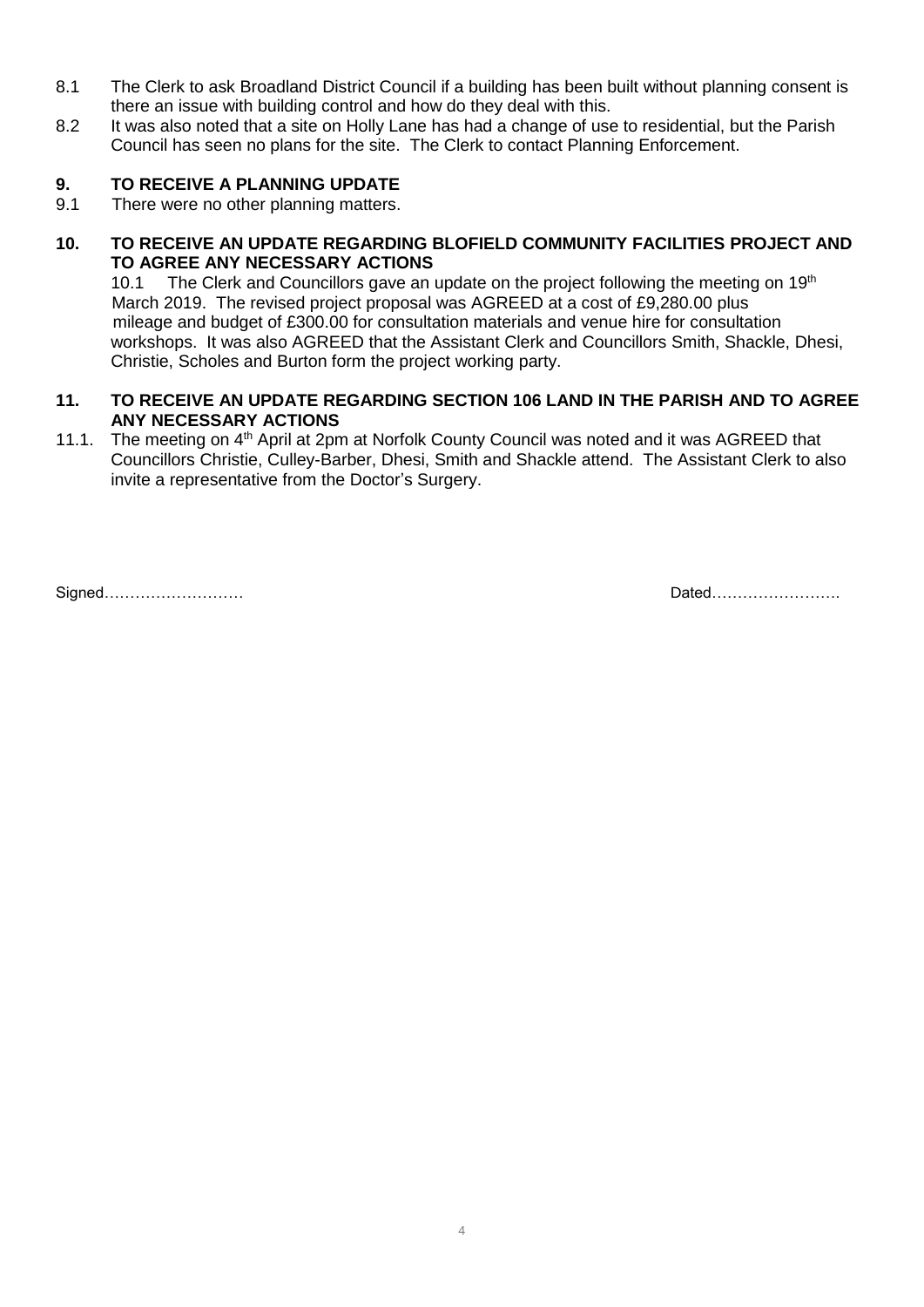8.1 The Clerk to ask Broadland District Council if a building has been built without planning consent is there an issue with building control and how do they deal with this.

8.2 It was also noted that a site on Holly Lane has had a change of use to residential, but the Parish Council has seen no plans for the site. The Clerk to contact Planning Enforcement.

## 9. TO RECEIVE A PLANNING UPDATE

9.1 There were no other planning matters.

## 10. TO RECEIVE AN UPDATE REGARDING BLOFIELD COMMUNITY FACILITIES PROJECT AND TO AGREE ANY NECESSARY ACTIONS

10.1 The Clerk and Councillors gave an update on the project following the meeting on 19th March 2019. The revised project proposal was AGREED at a cost of £9,280.00 plus mileage and budget of £300.00 for consultation materials and venue hire for consultation workshops. It was also AGREED that the Assistant Clerk and Councillors Smith, Shackle, Dhesi, Christie, Scholes and Burton form the project working party.

## 11. TO RECEIVE AN UPDATE REGARDING SECTION 106 LAND IN THE PARISH AND TO AGREE ANY NECESSARY ACTIONS

11.1. The meeting on 4th April at 2pm at Norfolk County Council was noted and it was AGREED that Councillors Christie, Culley-Barber, Dhesi, Smith and Shackle attend. The Assistant Clerk to also invite a representative from the Doctor's Surgery.

Signed……………………… Dated…………………….